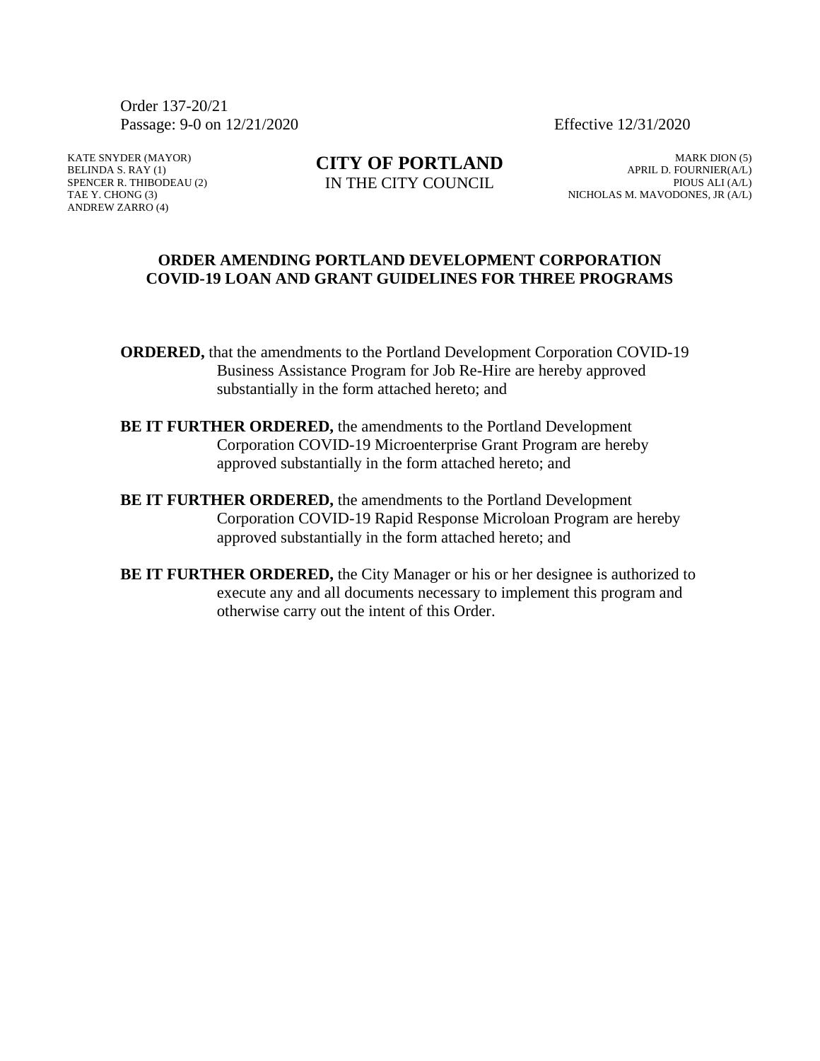Order 137-20/21
Passage: 9-0 on 12/21/2020 Effective 12/31/2020

KATE SNYDER (MAYOR)
BELINDA S. RAY (1)
SPENCER R. THIBODEAU (2)
TAE Y. CHONG (3)
ANDREW ZARRO (4)

**CITY OF PORTLAND**
IN THE CITY COUNCIL

MARK DION (5)
APRIL D. FOURNIER(A/L)
PIOUS ALI (A/L)
NICHOLAS M. MAVODONES, JR (A/L)

## ORDER AMENDING PORTLAND DEVELOPMENT CORPORATION COVID-19 LOAN AND GRANT GUIDELINES FOR THREE PROGRAMS

**ORDERED,** that the amendments to the Portland Development Corporation COVID-19 Business Assistance Program for Job Re-Hire are hereby approved substantially in the form attached hereto; and

**BE IT FURTHER ORDERED,** the amendments to the Portland Development Corporation COVID-19 Microenterprise Grant Program are hereby approved substantially in the form attached hereto; and

**BE IT FURTHER ORDERED,** the amendments to the Portland Development Corporation COVID-19 Rapid Response Microloan Program are hereby approved substantially in the form attached hereto; and

**BE IT FURTHER ORDERED,** the City Manager or his or her designee is authorized to execute any and all documents necessary to implement this program and otherwise carry out the intent of this Order.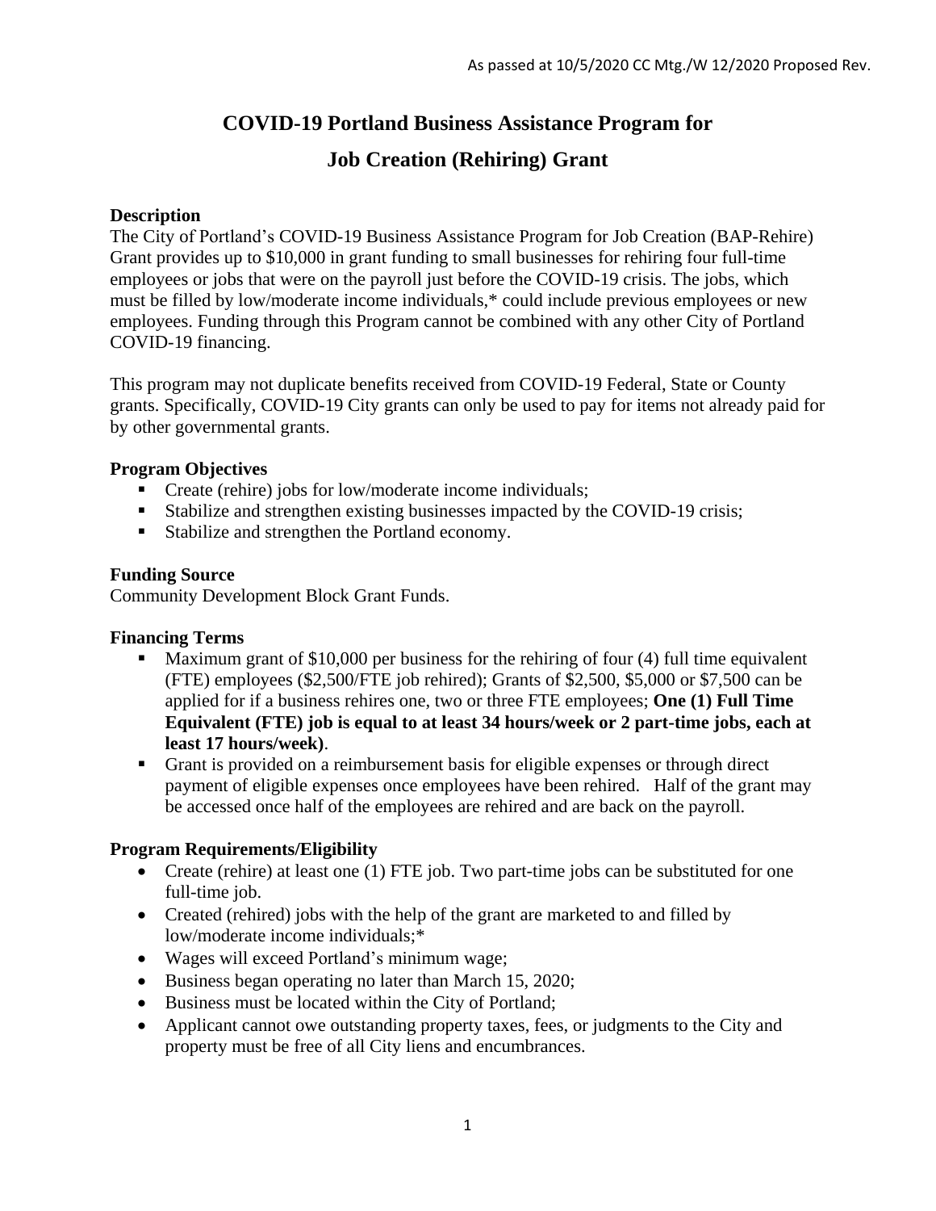# COVID-19 Portland Business Assistance Program for Job Creation (Rehiring) Grant

### Description

The City of Portland's COVID-19 Business Assistance Program for Job Creation (BAP-Rehire) Grant provides up to $10,000 in grant funding to small businesses for rehiring four full-time employees or jobs that were on the payroll just before the COVID-19 crisis. The jobs, which must be filled by low/moderate income individuals,* could include previous employees or new employees. Funding through this Program cannot be combined with any other City of Portland COVID-19 financing.

This program may not duplicate benefits received from COVID-19 Federal, State or County grants. Specifically, COVID-19 City grants can only be used to pay for items not already paid for by other governmental grants.

### Program Objectives

- Create (rehire) jobs for low/moderate income individuals;
- Stabilize and strengthen existing businesses impacted by the COVID-19 crisis;
- Stabilize and strengthen the Portland economy.

### Funding Source

Community Development Block Grant Funds.

### Financing Terms

- Maximum grant of $10,000 per business for the rehiring of four (4) full time equivalent (FTE) employees ($2,500/FTE job rehired); Grants of $2,500, $5,000 or $7,500 can be applied for if a business rehires one, two or three FTE employees; **One (1) Full Time Equivalent (FTE) job is equal to at least 34 hours/week or 2 part-time jobs, each at least 17 hours/week)**.
- Grant is provided on a reimbursement basis for eligible expenses or through direct payment of eligible expenses once employees have been rehired. Half of the grant may be accessed once half of the employees are rehired and are back on the payroll.

### Program Requirements/Eligibility

- Create (rehire) at least one (1) FTE job. Two part-time jobs can be substituted for one full-time job.
- Created (rehired) jobs with the help of the grant are marketed to and filled by low/moderate income individuals;*
- Wages will exceed Portland's minimum wage;
- Business began operating no later than March 15, 2020;
- Business must be located within the City of Portland;
- Applicant cannot owe outstanding property taxes, fees, or judgments to the City and property must be free of all City liens and encumbrances.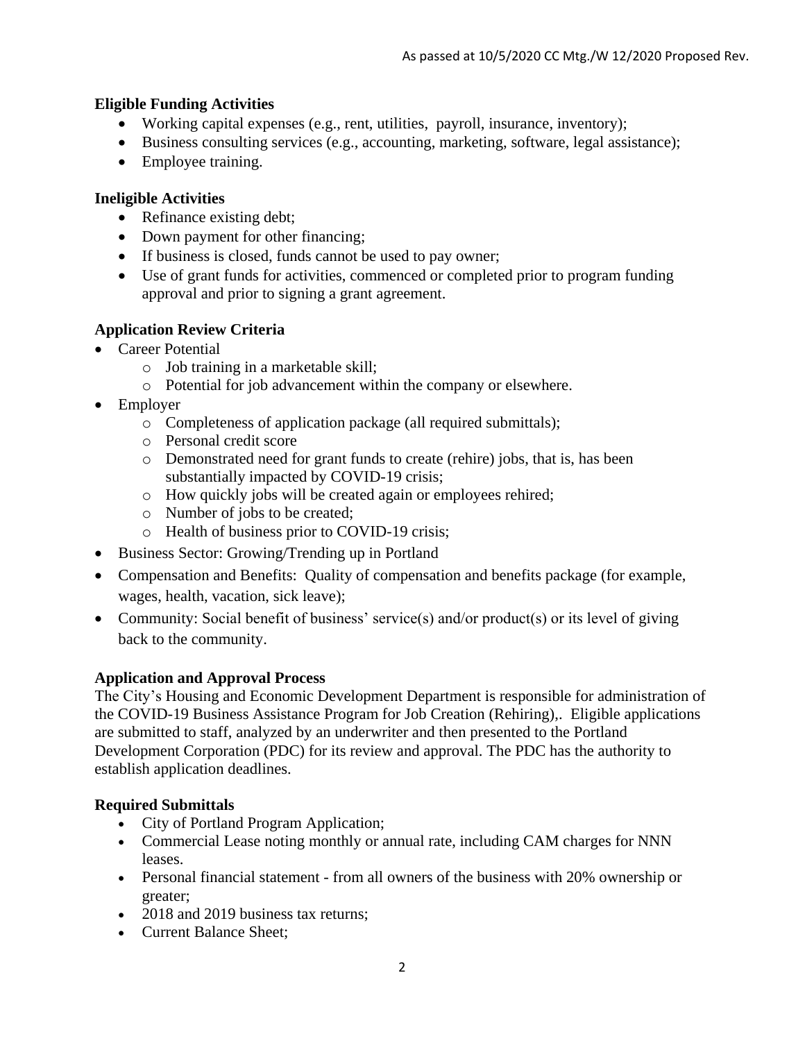### Eligible Funding Activities

- Working capital expenses (e.g., rent, utilities, payroll, insurance, inventory);
- Business consulting services (e.g., accounting, marketing, software, legal assistance);
- Employee training.

### Ineligible Activities

- Refinance existing debt;
- Down payment for other financing;
- If business is closed, funds cannot be used to pay owner;
- Use of grant funds for activities, commenced or completed prior to program funding approval and prior to signing a grant agreement.

### Application Review Criteria

- Career Potential
  - Job training in a marketable skill;
  - Potential for job advancement within the company or elsewhere.
- Employer
  - Completeness of application package (all required submittals);
  - Personal credit score
  - Demonstrated need for grant funds to create (rehire) jobs, that is, has been substantially impacted by COVID-19 crisis;
  - How quickly jobs will be created again or employees rehired;
  - Number of jobs to be created;
  - Health of business prior to COVID-19 crisis;
- Business Sector: Growing/Trending up in Portland
- Compensation and Benefits: Quality of compensation and benefits package (for example, wages, health, vacation, sick leave);
- Community: Social benefit of business' service(s) and/or product(s) or its level of giving back to the community.

### Application and Approval Process

The City's Housing and Economic Development Department is responsible for administration of the COVID-19 Business Assistance Program for Job Creation (Rehiring),. Eligible applications are submitted to staff, analyzed by an underwriter and then presented to the Portland Development Corporation (PDC) for its review and approval. The PDC has the authority to establish application deadlines.

### Required Submittals

- City of Portland Program Application;
- Commercial Lease noting monthly or annual rate, including CAM charges for NNN leases.
- Personal financial statement - from all owners of the business with 20% ownership or greater;
- 2018 and 2019 business tax returns;
- Current Balance Sheet;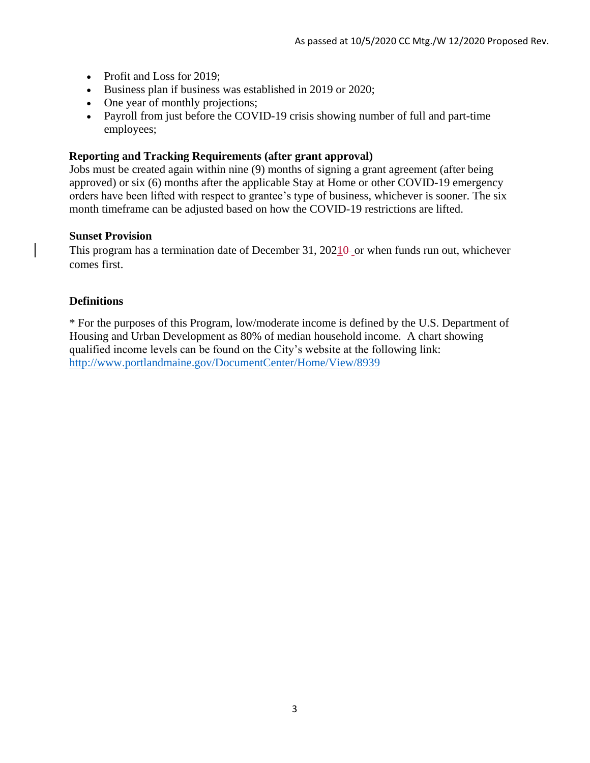- Profit and Loss for 2019;
- Business plan if business was established in 2019 or 2020;
- One year of monthly projections;
- Payroll from just before the COVID-19 crisis showing number of full and part-time employees;

**Reporting and Tracking Requirements (after grant approval)**
Jobs must be created again within nine (9) months of signing a grant agreement (after being approved) or six (6) months after the applicable Stay at Home or other COVID-19 emergency orders have been lifted with respect to grantee's type of business, whichever is sooner. The six month timeframe can be adjusted based on how the COVID-19 restrictions are lifted.

**Sunset Provision**
This program has a termination date of December 31, 2021~~0~~ or when funds run out, whichever comes first.

**Definitions**

* For the purposes of this Program, low/moderate income is defined by the U.S. Department of Housing and Urban Development as 80% of median household income. A chart showing qualified income levels can be found on the City's website at the following link: http://www.portlandmaine.gov/DocumentCenter/Home/View/8939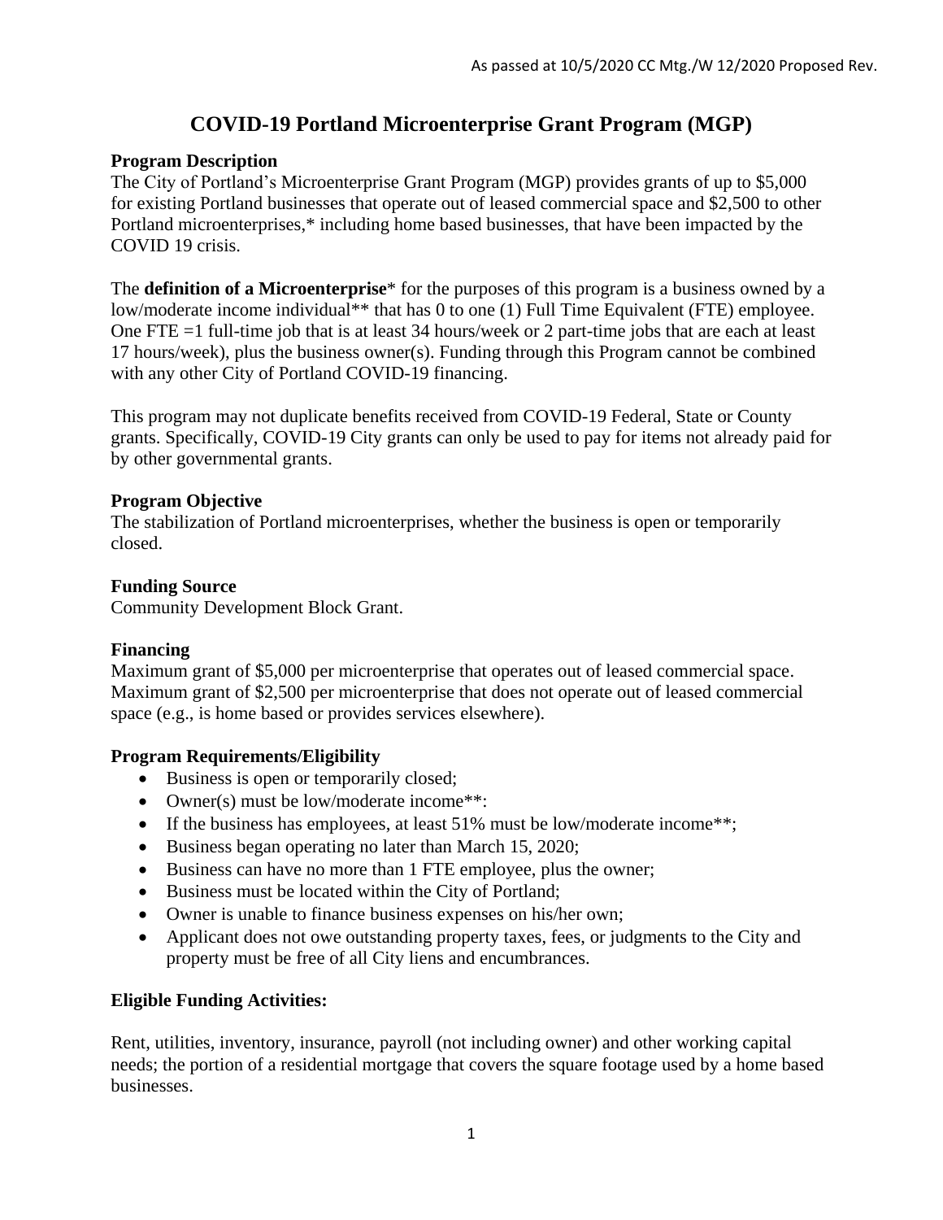As passed at 10/5/2020 CC Mtg./W 12/2020 Proposed Rev.

# COVID-19 Portland Microenterprise Grant Program (MGP)

**Program Description**
The City of Portland's Microenterprise Grant Program (MGP) provides grants of up to $5,000 for existing Portland businesses that operate out of leased commercial space and $2,500 to other Portland microenterprises,* including home based businesses, that have been impacted by the COVID 19 crisis.

The **definition of a Microenterprise*** for the purposes of this program is a business owned by a low/moderate income individual** that has 0 to one (1) Full Time Equivalent (FTE) employee. One FTE =1 full-time job that is at least 34 hours/week or 2 part-time jobs that are each at least 17 hours/week), plus the business owner(s). Funding through this Program cannot be combined with any other City of Portland COVID-19 financing.

This program may not duplicate benefits received from COVID-19 Federal, State or County grants. Specifically, COVID-19 City grants can only be used to pay for items not already paid for by other governmental grants.

**Program Objective**
The stabilization of Portland microenterprises, whether the business is open or temporarily closed.

**Funding Source**
Community Development Block Grant.

**Financing**
Maximum grant of $5,000 per microenterprise that operates out of leased commercial space. Maximum grant of $2,500 per microenterprise that does not operate out of leased commercial space (e.g., is home based or provides services elsewhere).

**Program Requirements/Eligibility**

- Business is open or temporarily closed;
- Owner(s) must be low/moderate income**:
- If the business has employees, at least 51% must be low/moderate income**;
- Business began operating no later than March 15, 2020;
- Business can have no more than 1 FTE employee, plus the owner;
- Business must be located within the City of Portland;
- Owner is unable to finance business expenses on his/her own;
- Applicant does not owe outstanding property taxes, fees, or judgments to the City and property must be free of all City liens and encumbrances.

**Eligible Funding Activities:**

Rent, utilities, inventory, insurance, payroll (not including owner) and other working capital needs; the portion of a residential mortgage that covers the square footage used by a home based businesses.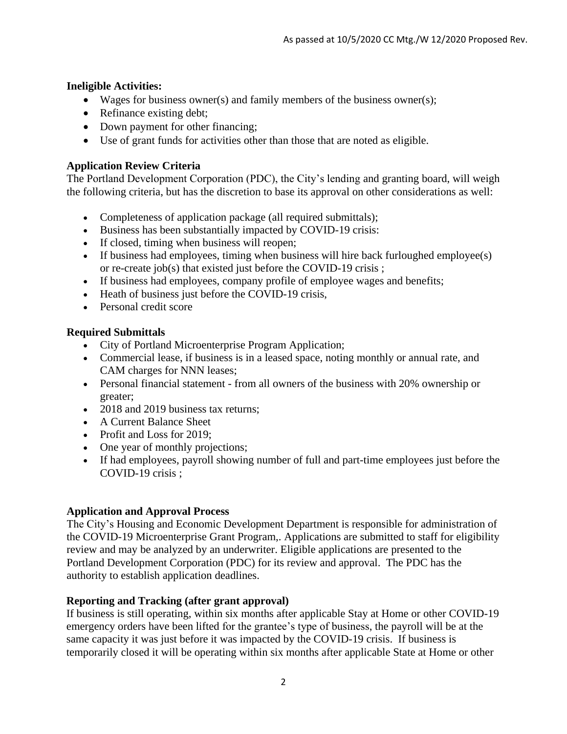**Ineligible Activities:**

- Wages for business owner(s) and family members of the business owner(s);
- Refinance existing debt;
- Down payment for other financing;
- Use of grant funds for activities other than those that are noted as eligible.

**Application Review Criteria**

The Portland Development Corporation (PDC), the City's lending and granting board, will weigh the following criteria, but has the discretion to base its approval on other considerations as well:

- Completeness of application package (all required submittals);
- Business has been substantially impacted by COVID-19 crisis:
- If closed, timing when business will reopen;
- If business had employees, timing when business will hire back furloughed employee(s) or re-create job(s) that existed just before the COVID-19 crisis ;
- If business had employees, company profile of employee wages and benefits;
- Heath of business just before the COVID-19 crisis,
- Personal credit score

**Required Submittals**

- City of Portland Microenterprise Program Application;
- Commercial lease, if business is in a leased space, noting monthly or annual rate, and CAM charges for NNN leases;
- Personal financial statement - from all owners of the business with 20% ownership or greater;
- 2018 and 2019 business tax returns;
- A Current Balance Sheet
- Profit and Loss for 2019;
- One year of monthly projections;
- If had employees, payroll showing number of full and part-time employees just before the COVID-19 crisis ;

**Application and Approval Process**

The City's Housing and Economic Development Department is responsible for administration of the COVID-19 Microenterprise Grant Program,. Applications are submitted to staff for eligibility review and may be analyzed by an underwriter. Eligible applications are presented to the Portland Development Corporation (PDC) for its review and approval. The PDC has the authority to establish application deadlines.

**Reporting and Tracking (after grant approval)**

If business is still operating, within six months after applicable Stay at Home or other COVID-19 emergency orders have been lifted for the grantee's type of business, the payroll will be at the same capacity it was just before it was impacted by the COVID-19 crisis. If business is temporarily closed it will be operating within six months after applicable State at Home or other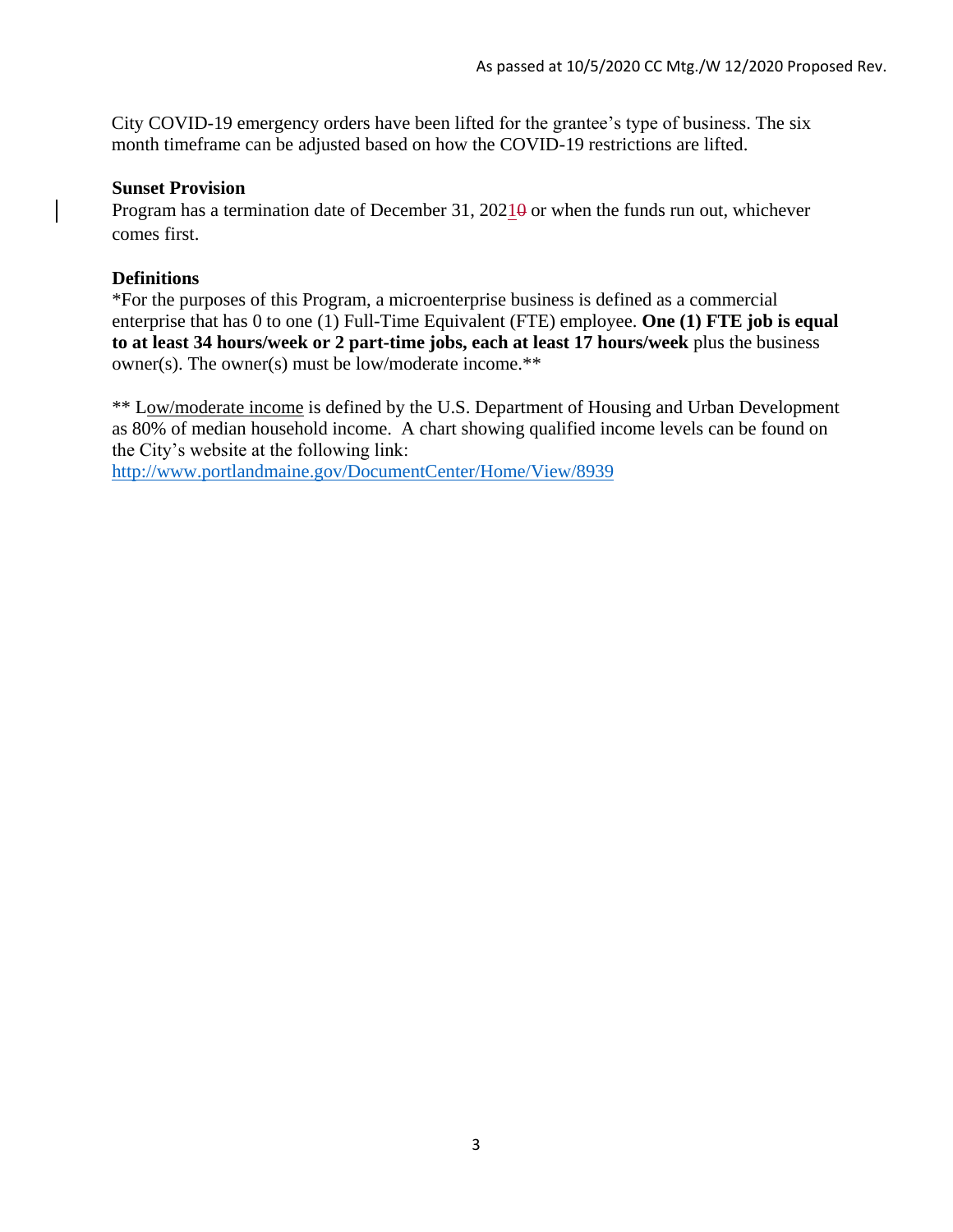City COVID-19 emergency orders have been lifted for the grantee's type of business. The six month timeframe can be adjusted based on how the COVID-19 restrictions are lifted.

**Sunset Provision**

Program has a termination date of December 31, 20210 or when the funds run out, whichever comes first.

**Definitions**

*For the purposes of this Program, a microenterprise business is defined as a commercial enterprise that has 0 to one (1) Full-Time Equivalent (FTE) employee. **One (1) FTE job is equal to at least 34 hours/week or 2 part-time jobs, each at least 17 hours/week** plus the business owner(s). The owner(s) must be low/moderate income.**

** Low/moderate income is defined by the U.S. Department of Housing and Urban Development as 80% of median household income. A chart showing qualified income levels can be found on the City's website at the following link:
http://www.portlandmaine.gov/DocumentCenter/Home/View/8939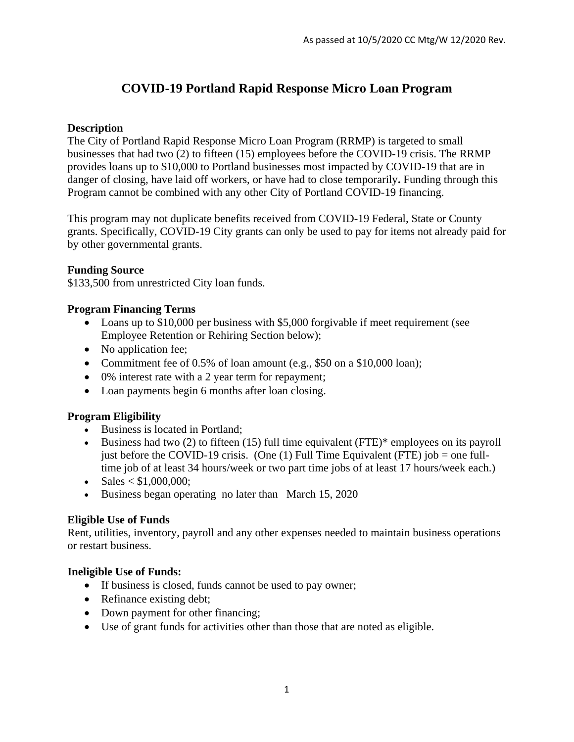As passed at 10/5/2020 CC Mtg/W 12/2020 Rev.

# COVID-19 Portland Rapid Response Micro Loan Program

**Description**

The City of Portland Rapid Response Micro Loan Program (RRMP) is targeted to small businesses that had two (2) to fifteen (15) employees before the COVID-19 crisis. The RRMP provides loans up to $10,000 to Portland businesses most impacted by COVID-19 that are in danger of closing, have laid off workers, or have had to close temporarily**.** Funding through this Program cannot be combined with any other City of Portland COVID-19 financing.

This program may not duplicate benefits received from COVID-19 Federal, State or County grants. Specifically, COVID-19 City grants can only be used to pay for items not already paid for by other governmental grants.

**Funding Source**

$133,500 from unrestricted City loan funds.

**Program Financing Terms**

- Loans up to $10,000 per business with $5,000 forgivable if meet requirement (see Employee Retention or Rehiring Section below);
- No application fee;
- Commitment fee of 0.5% of loan amount (e.g., $50 on a $10,000 loan);
- 0% interest rate with a 2 year term for repayment;
- Loan payments begin 6 months after loan closing.

**Program Eligibility**

- Business is located in Portland;
- Business had two (2) to fifteen (15) full time equivalent (FTE)* employees on its payroll just before the COVID-19 crisis. (One (1) Full Time Equivalent (FTE) job = one full-time job of at least 34 hours/week or two part time jobs of at least 17 hours/week each.)
- Sales < $1,000,000;
- Business began operating no later than March 15, 2020

**Eligible Use of Funds**

Rent, utilities, inventory, payroll and any other expenses needed to maintain business operations or restart business.

**Ineligible Use of Funds:**

- If business is closed, funds cannot be used to pay owner;
- Refinance existing debt;
- Down payment for other financing;
- Use of grant funds for activities other than those that are noted as eligible.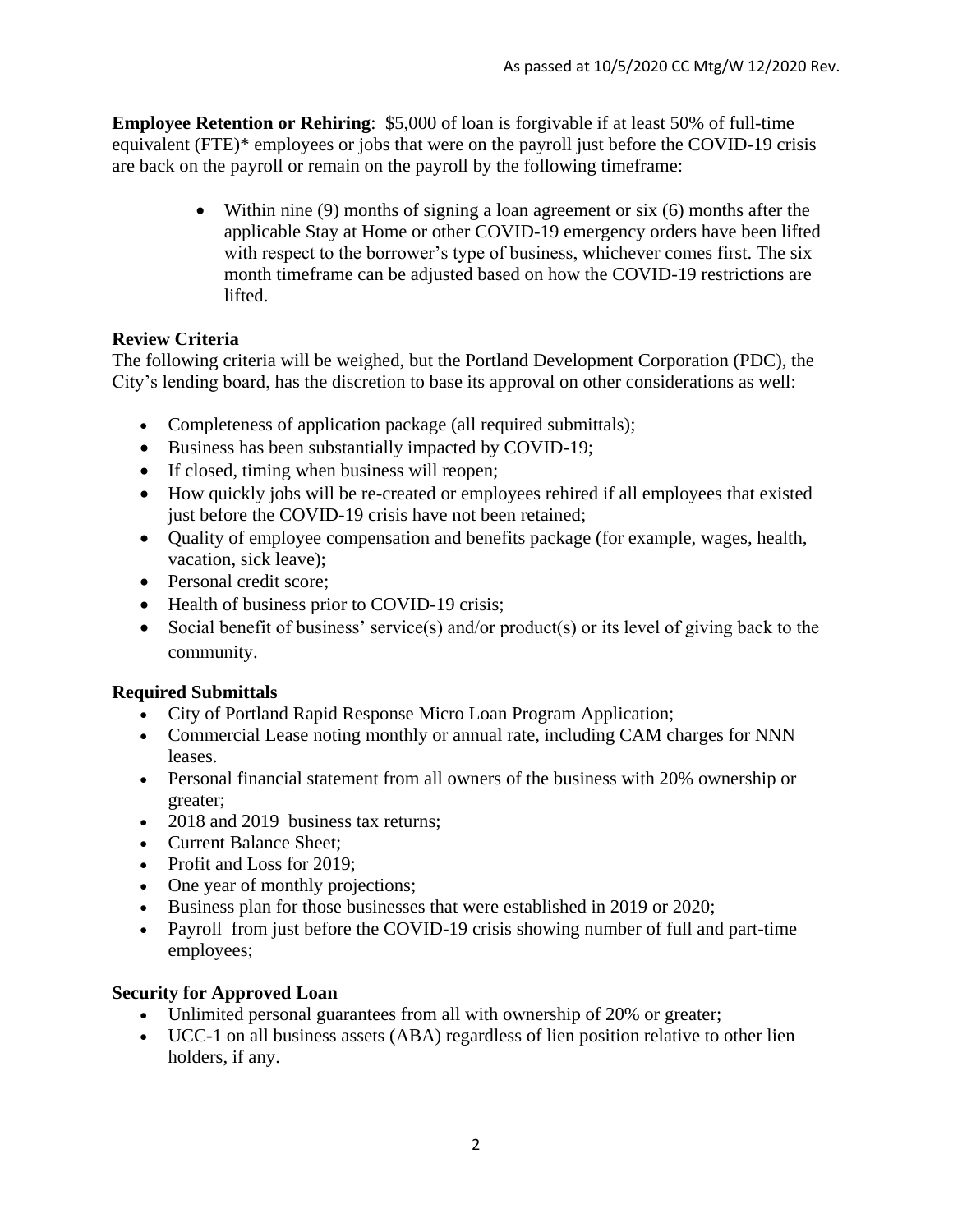**Employee Retention or Rehiring**: $5,000 of loan is forgivable if at least 50% of full-time equivalent (FTE)* employees or jobs that were on the payroll just before the COVID-19 crisis are back on the payroll or remain on the payroll by the following timeframe:

- Within nine (9) months of signing a loan agreement or six (6) months after the applicable Stay at Home or other COVID-19 emergency orders have been lifted with respect to the borrower's type of business, whichever comes first. The six month timeframe can be adjusted based on how the COVID-19 restrictions are lifted.

**Review Criteria**

The following criteria will be weighed, but the Portland Development Corporation (PDC), the City's lending board, has the discretion to base its approval on other considerations as well:

- Completeness of application package (all required submittals);
- Business has been substantially impacted by COVID-19;
- If closed, timing when business will reopen;
- How quickly jobs will be re-created or employees rehired if all employees that existed just before the COVID-19 crisis have not been retained;
- Quality of employee compensation and benefits package (for example, wages, health, vacation, sick leave);
- Personal credit score;
- Health of business prior to COVID-19 crisis;
- Social benefit of business' service(s) and/or product(s) or its level of giving back to the community.

**Required Submittals**

- City of Portland Rapid Response Micro Loan Program Application;
- Commercial Lease noting monthly or annual rate, including CAM charges for NNN leases.
- Personal financial statement from all owners of the business with 20% ownership or greater;
- 2018 and 2019 business tax returns;
- Current Balance Sheet;
- Profit and Loss for 2019;
- One year of monthly projections;
- Business plan for those businesses that were established in 2019 or 2020;
- Payroll from just before the COVID-19 crisis showing number of full and part-time employees;

**Security for Approved Loan**

- Unlimited personal guarantees from all with ownership of 20% or greater;
- UCC-1 on all business assets (ABA) regardless of lien position relative to other lien holders, if any.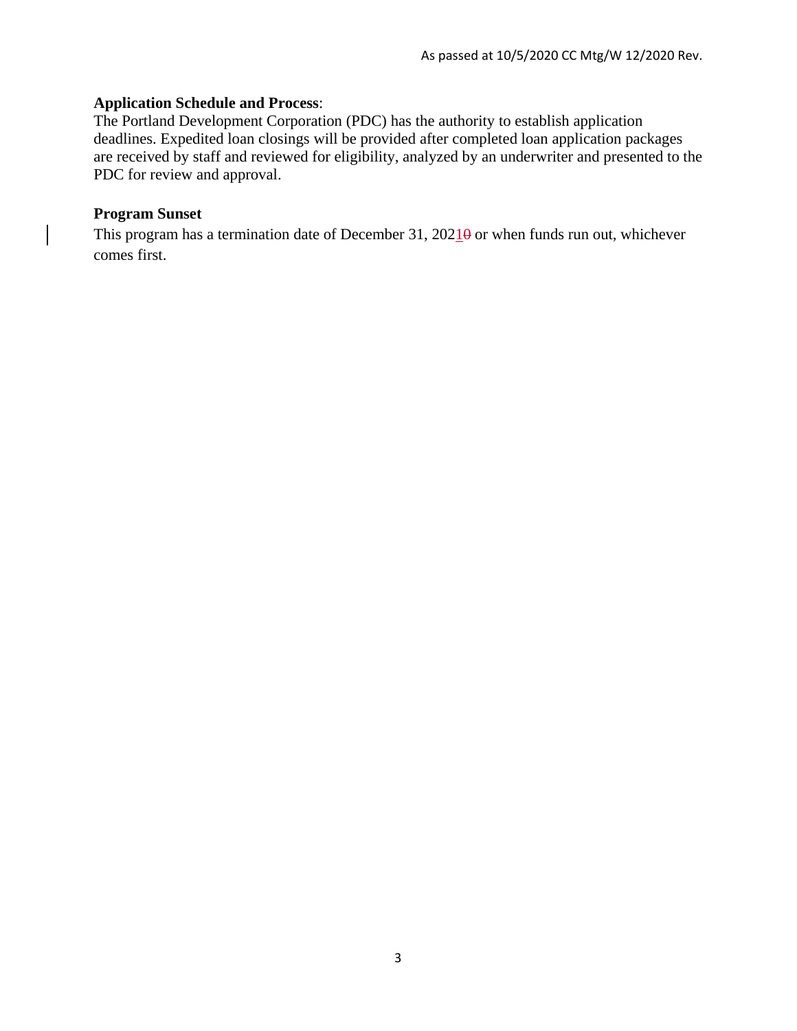**Application Schedule and Process**:
The Portland Development Corporation (PDC) has the authority to establish application deadlines. Expedited loan closings will be provided after completed loan application packages are received by staff and reviewed for eligibility, analyzed by an underwriter and presented to the PDC for review and approval.

**Program Sunset**

This program has a termination date of December 31, 2021~~0~~ or when funds run out, whichever comes first.